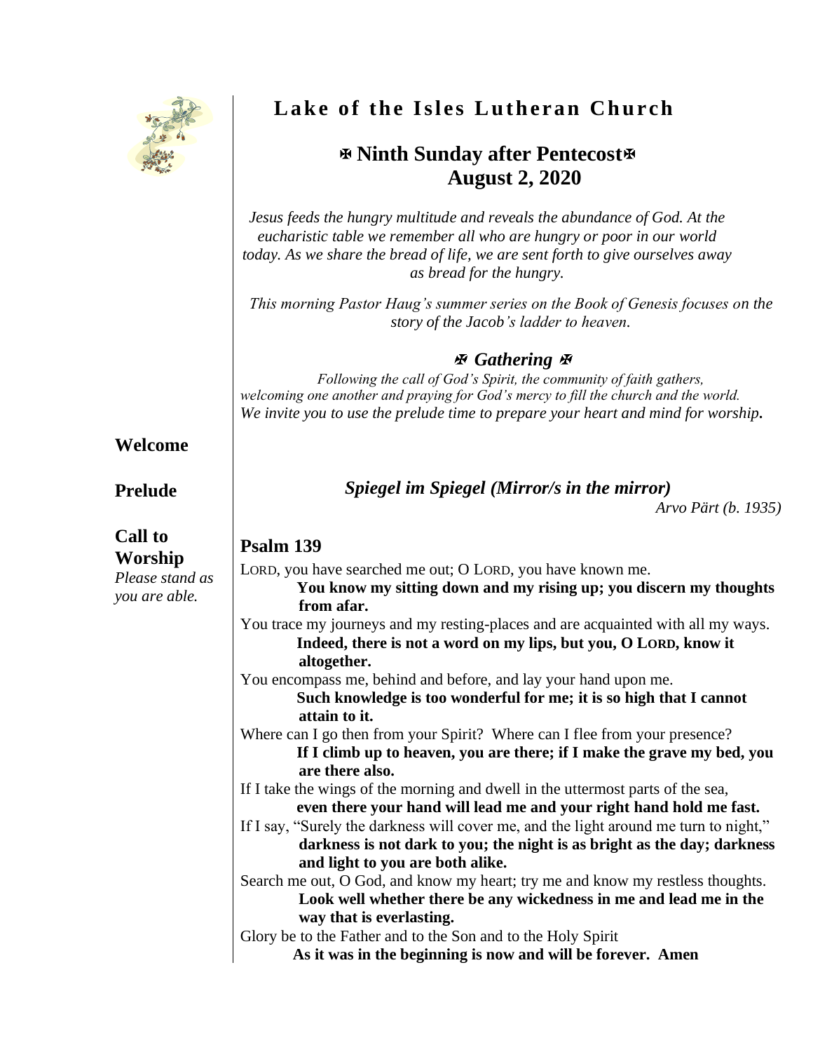# Lake of the Isles Lutheran Church

## ✠ Ninth Sunday after Pentecost✠ August 2, 2020

*Jesus feeds the hungry multitude and reveals the abundance of God. At the eucharistic table we remember all who are hungry or poor in our world today. As we share the bread of life, we are sent forth to give ourselves away as bread for the hungry.*

*This morning Pastor Haug's summer series on the Book of Genesis focuses on the story of the Jacob's ladder to heaven.*

### ✠ *Gathering* ✠

*Following the call of God's Spirit, the community of faith gathers, welcoming one another and praying for God's mercy to fill the church and the world.*
*We invite you to use the prelude time to prepare your heart and mind for worship.*

**Welcome**

**Prelude**

***Spiegel im Spiegel (Mirror/s in the mirror)***
*Arvo Pärt (b. 1935)*

**Call to Worship**
*Please stand as you are able.*

**Psalm 139**

LORD, you have searched me out; O LORD, you have known me.
**You know my sitting down and my rising up; you discern my thoughts from afar.**
You trace my journeys and my resting-places and are acquainted with all my ways.
**Indeed, there is not a word on my lips, but you, O LORD, know it altogether.**
You encompass me, behind and before, and lay your hand upon me.
**Such knowledge is too wonderful for me; it is so high that I cannot attain to it.**
Where can I go then from your Spirit? Where can I flee from your presence?
**If I climb up to heaven, you are there; if I make the grave my bed, you are there also.**
If I take the wings of the morning and dwell in the uttermost parts of the sea,
**even there your hand will lead me and your right hand hold me fast.**
If I say, "Surely the darkness will cover me, and the light around me turn to night,"
**darkness is not dark to you; the night is as bright as the day; darkness and light to you are both alike.**
Search me out, O God, and know my heart; try me and know my restless thoughts.
**Look well whether there be any wickedness in me and lead me in the way that is everlasting.**
Glory be to the Father and to the Son and to the Holy Spirit
**As it was in the beginning is now and will be forever. Amen**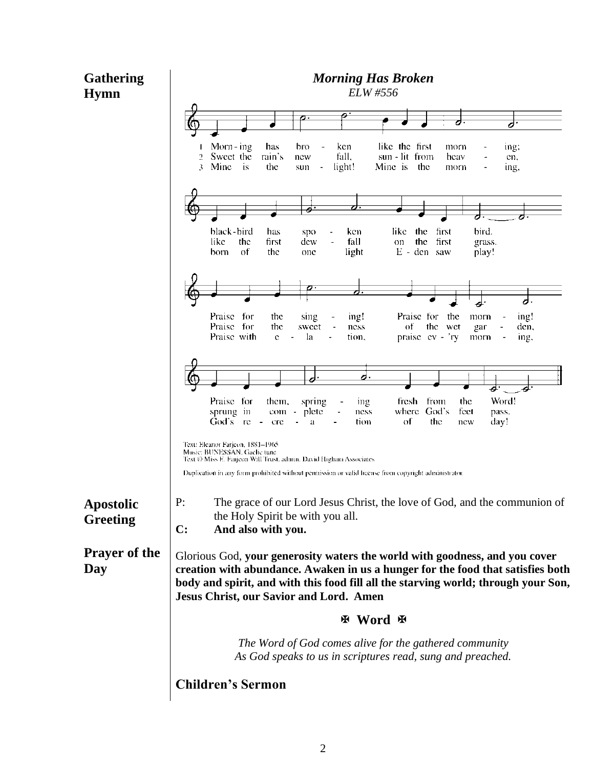**Gathering Hymn**

***Morning Has Broken***

*ELW #556*

1 Morn-ing has bro - ken like the first morn - ing;
2 Sweet the rain's new fall, sun-lit from heav - en,
3 Mine is the sun - light! Mine is the morn - ing,

black-bird has spo - ken like the first bird.
like the first dew - fall on the first grass.
born of the one light E - den saw play!

Praise for the sing - ing! Praise for the morn - ing!
Praise for the sweet - ness of the wet gar - den,
Praise with e - la - tion, praise ev - 'ry morn - ing,

Praise for them, spring - ing fresh from the Word!
sprung in com - plete - ness where God's feet pass.
God's re - cre - a - tion of the new day!

Text: Eleanor Farjeon, 1881–1965
Music: BUNESSAN, Gaelic tune
Text © Miss E. Farjeon Will Trust, admin. David Higham Associates

Duplication in any form prohibited without permission or valid license from copyright administrator.

**Apostolic Greeting**

P: The grace of our Lord Jesus Christ, the love of God, and the communion of the Holy Spirit be with you all.
**C: And also with you.**

**Prayer of the Day**

Glorious God, **your generosity waters the world with goodness, and you cover creation with abundance. Awaken in us a hunger for the food that satisfies both body and spirit, and with this food fill all the starving world; through your Son, Jesus Christ, our Savior and Lord. Amen**

**✠ Word ✠**

*The Word of God comes alive for the gathered community*
*As God speaks to us in scriptures read, sung and preached.*

**Children's Sermon**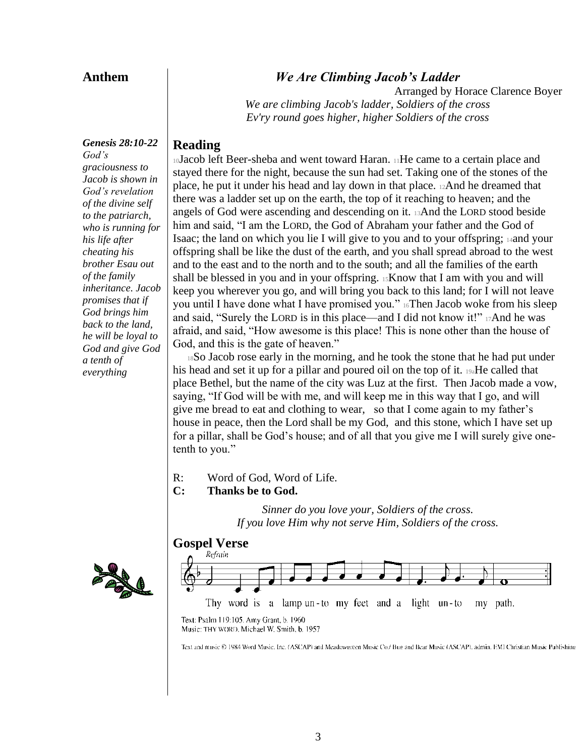## Anthem

### *We Are Climbing Jacob's Ladder*

Arranged by Horace Clarence Boyer

*We are climbing Jacob's ladder, Soldiers of the cross*
*Ev'ry round goes higher, higher Soldiers of the cross*

***Genesis 28:10-22***
*God's graciousness to Jacob is shown in God's revelation of the divine self to the patriarch, who is running for his life after cheating his brother Esau out of the family inheritance. Jacob promises that if God brings him back to the land, he will be loyal to God and give God a tenth of everything*

## Reading

[10]Jacob left Beer-sheba and went toward Haran. [11]He came to a certain place and stayed there for the night, because the sun had set. Taking one of the stones of the place, he put it under his head and lay down in that place. [12]And he dreamed that there was a ladder set up on the earth, the top of it reaching to heaven; and the angels of God were ascending and descending on it. [13]And the LORD stood beside him and said, "I am the LORD, the God of Abraham your father and the God of Isaac; the land on which you lie I will give to you and to your offspring; [14]and your offspring shall be like the dust of the earth, and you shall spread abroad to the west and to the east and to the north and to the south; and all the families of the earth shall be blessed in you and in your offspring. [15]Know that I am with you and will keep you wherever you go, and will bring you back to this land; for I will not leave you until I have done what I have promised you." [16]Then Jacob woke from his sleep and said, "Surely the LORD is in this place—and I did not know it!" [17]And he was afraid, and said, "How awesome is this place! This is none other than the house of God, and this is the gate of heaven."

[18]So Jacob rose early in the morning, and he took the stone that he had put under his head and set it up for a pillar and poured oil on the top of it. [19a]He called that place Bethel, but the name of the city was Luz at the first. Then Jacob made a vow, saying, "If God will be with me, and will keep me in this way that I go, and will give me bread to eat and clothing to wear, so that I come again to my father's house in peace, then the Lord shall be my God, and this stone, which I have set up for a pillar, shall be God's house; and of all that you give me I will surely give one-tenth to you."

R: Word of God, Word of Life.
**C: Thanks be to God.**

*Sinner do you love your, Soldiers of the cross.*
*If you love Him why not serve Him, Soldiers of the cross.*

## Gospel Verse

Refrain

Thy word is a lamp unto my feet and a light unto my path.

Text: Psalm 119:105. Amy Grant, b. 1960
Music: THY WORD. Michael W. Smith, b. 1957

Text and music © 1984 Word Music, Inc. (ASCAP) and Meadowgreen Music Co./ Bug and Bear Music (ASCAP), admin. EMI Christian Music Publishing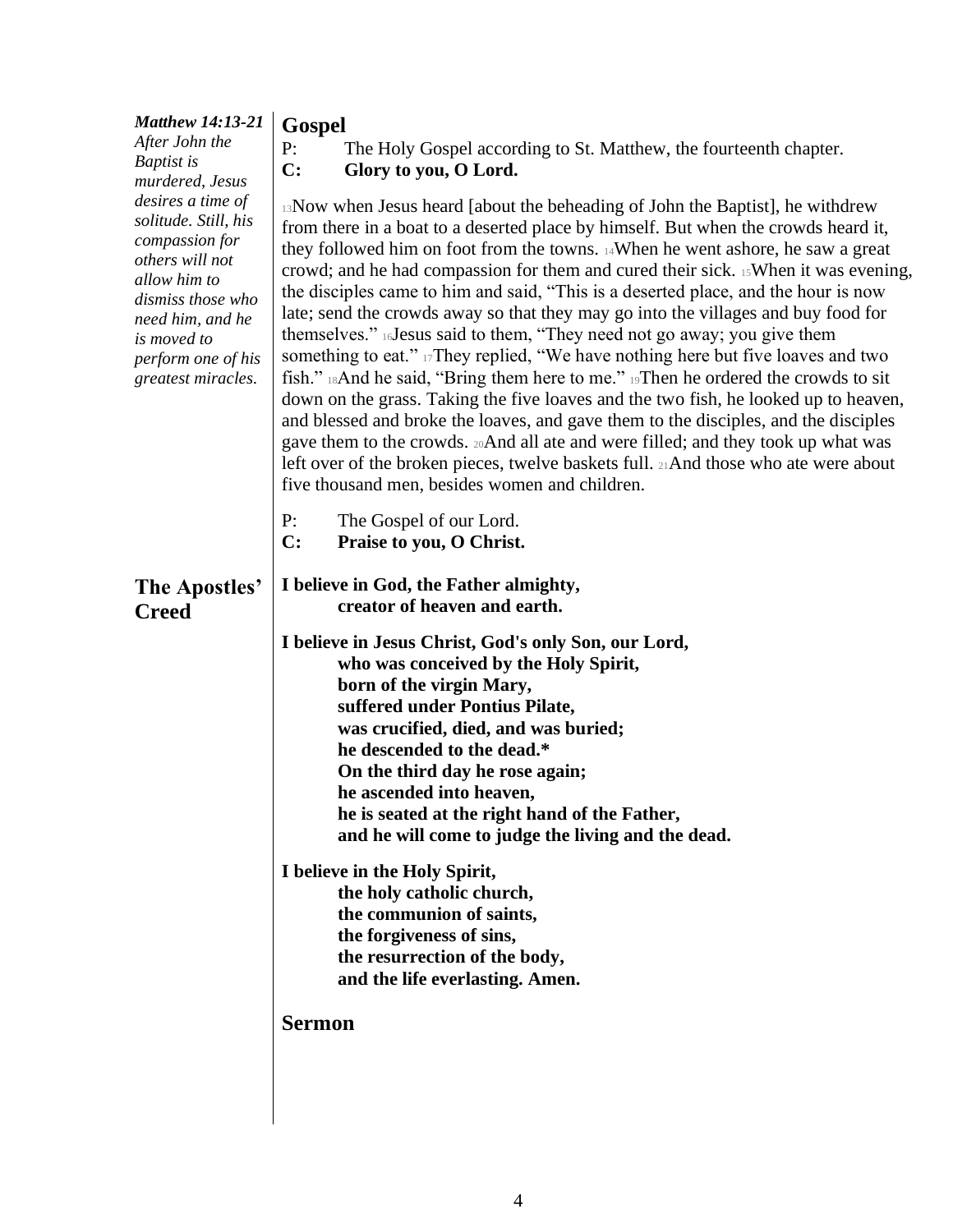*Matthew 14:13-21*
*After John the Baptist is murdered, Jesus desires a time of solitude. Still, his compassion for others will not allow him to dismiss those who need him, and he is moved to perform one of his greatest miracles.*

## Gospel

P: The Holy Gospel according to St. Matthew, the fourteenth chapter.
**C: Glory to you, O Lord.**

13Now when Jesus heard [about the beheading of John the Baptist], he withdrew from there in a boat to a deserted place by himself. But when the crowds heard it, they followed him on foot from the towns. 14When he went ashore, he saw a great crowd; and he had compassion for them and cured their sick. 15When it was evening, the disciples came to him and said, "This is a deserted place, and the hour is now late; send the crowds away so that they may go into the villages and buy food for themselves." 16Jesus said to them, "They need not go away; you give them something to eat." 17They replied, "We have nothing here but five loaves and two fish." 18And he said, "Bring them here to me." 19Then he ordered the crowds to sit down on the grass. Taking the five loaves and the two fish, he looked up to heaven, and blessed and broke the loaves, and gave them to the disciples, and the disciples gave them to the crowds. 20And all ate and were filled; and they took up what was left over of the broken pieces, twelve baskets full. 21And those who ate were about five thousand men, besides women and children.

P: The Gospel of our Lord.
**C: Praise to you, O Christ.**

## The Apostles' Creed

**I believe in God, the Father almighty,**
**creator of heaven and earth.**

**I believe in Jesus Christ, God's only Son, our Lord,**
**who was conceived by the Holy Spirit,**
**born of the virgin Mary,**
**suffered under Pontius Pilate,**
**was crucified, died, and was buried;**
**he descended to the dead.***
**On the third day he rose again;**
**he ascended into heaven,**
**he is seated at the right hand of the Father,**
**and he will come to judge the living and the dead.**

**I believe in the Holy Spirit,**
**the holy catholic church,**
**the communion of saints,**
**the forgiveness of sins,**
**the resurrection of the body,**
**and the life everlasting. Amen.**

## Sermon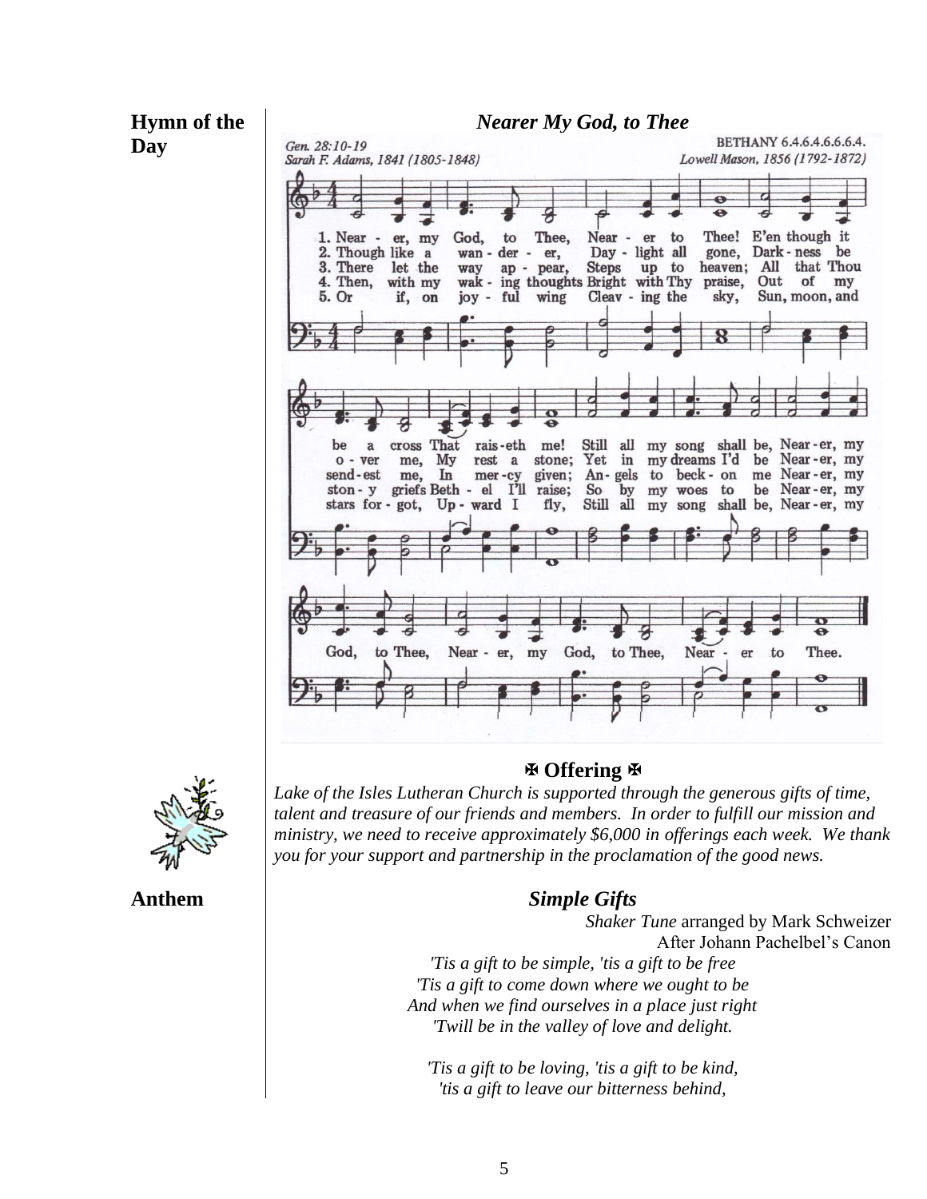**Hymn of the Day**

***Nearer My God, to Thee***

Gen. 28:10-19
Sarah F. Adams, 1841 (1805-1848)

BETHANY 6.4.6.4.6.6.6.4.
Lowell Mason, 1856 (1792-1872)

1. Near - er, my God, to Thee, Near - er to Thee! E'en though it be a cross That rais-eth me! Still all my song shall be, Near-er, my God, to Thee, Near - er, my God, to Thee, Near - er to Thee.
2. Though like a wan - der - er, Day - light all gone, Dark-ness be o - ver me, My rest a stone; Yet in my dreams I'd be Near-er, my God, to Thee, Near - er, my God, to Thee, Near - er to Thee.
3. There let the way ap - pear, Steps up to heaven; All that Thou send-est me, In mer-cy given; An-gels to beck-on me Near-er, my God, to Thee, Near - er, my God, to Thee, Near - er to Thee.
4. Then, with my wak - ing thoughts Bright with Thy praise, Out of my ston - y griefs Beth - el I'll raise; So by my woes to be Near-er, my God, to Thee, Near - er, my God, to Thee, Near - er to Thee.
5. Or if, on joy - ful wing Cleav - ing the sky, Sun, moon, and stars for - got, Up - ward I fly, Still all my song shall be, Near-er, my God, to Thee, Near - er, my God, to Thee, Near - er to Thee.

## ✠ Offering ✠

*Lake of the Isles Lutheran Church is supported through the generous gifts of time, talent and treasure of our friends and members. In order to fulfill our mission and ministry, we need to receive approximately $6,000 in offerings each week. We thank you for your support and partnership in the proclamation of the good news.*

**Anthem**

***Simple Gifts***

*Shaker Tune* arranged by Mark Schweizer
After Johann Pachelbel's Canon

*'Tis a gift to be simple, 'tis a gift to be free*
*'Tis a gift to come down where we ought to be*
*And when we find ourselves in a place just right*
*'Twill be in the valley of love and delight.*

*'Tis a gift to be loving, 'tis a gift to be kind,*
*'tis a gift to leave our bitterness behind,*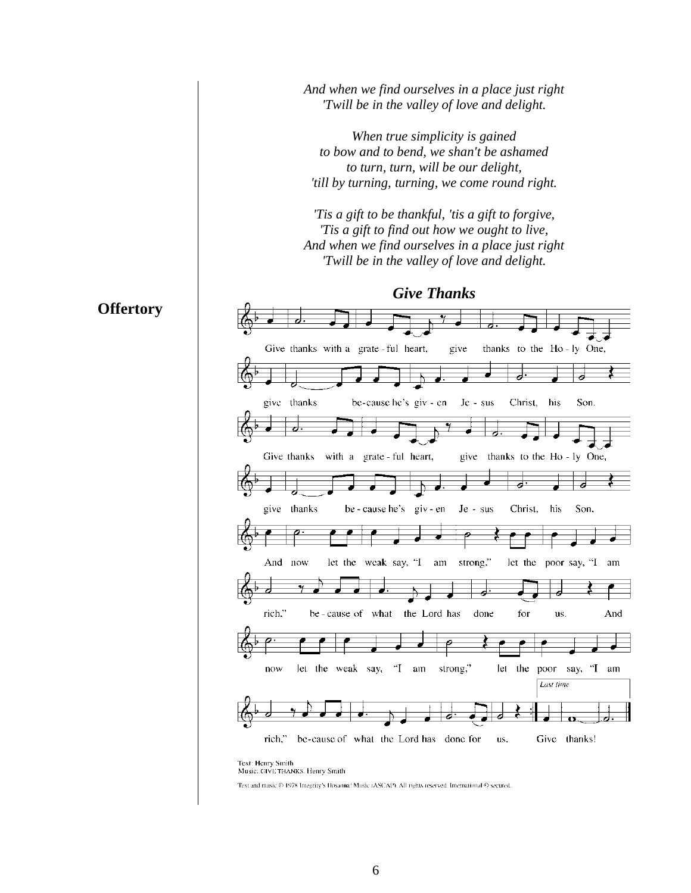*And when we find ourselves in a place just right*
*'Twill be in the valley of love and delight.*

*When true simplicity is gained*
*to bow and to bend, we shan't be ashamed*
*to turn, turn, will be our delight,*
*'till by turning, turning, we come round right.*

*'Tis a gift to be thankful, 'tis a gift to forgive,*
*'Tis a gift to find out how we ought to live,*
*And when we find ourselves in a place just right*
*'Twill be in the valley of love and delight.*

**Offertory**

***Give Thanks***

Give thanks with a grate - ful heart, give thanks to the Ho - ly One, give thanks be-cause he's giv - en Je - sus Christ, his Son.

Give thanks with a grate - ful heart, give thanks to the Ho - ly One, give thanks be - cause he's giv - en Je - sus Christ, his Son.

And now let the weak say, "I am strong," let the poor say, "I am rich," be - cause of what the Lord has done for us. And now let the weak say, "I am strong," let the poor say, "I am rich," be-cause of what the Lord has done for us.

*Last time*

Give thanks!

Text: Henry Smith
Music: GIVE THANKS, Henry Smith

Text and music © 1978 Integrity's Hosanna! Music (ASCAP). All rights reserved. International © secured.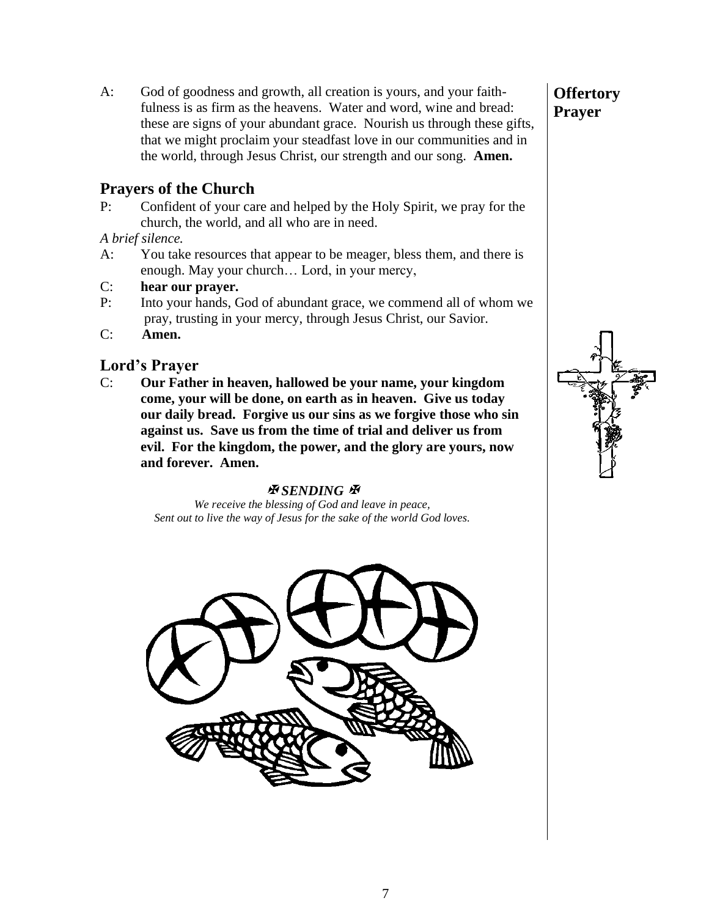**Offertory Prayer**

A: God of goodness and growth, all creation is yours, and your faith-fulness is as firm as the heavens. Water and word, wine and bread: these are signs of your abundant grace. Nourish us through these gifts, that we might proclaim your steadfast love in our communities and in the world, through Jesus Christ, our strength and our song. **Amen.**

## Prayers of the Church

P: Confident of your care and helped by the Holy Spirit, we pray for the church, the world, and all who are in need.

*A brief silence.*

A: You take resources that appear to be meager, bless them, and there is enough. May your church… Lord, in your mercy,

C: **hear our prayer.**

P: Into your hands, God of abundant grace, we commend all of whom we pray, trusting in your mercy, through Jesus Christ, our Savior.

C: **Amen.**

## Lord's Prayer

C: **Our Father in heaven, hallowed be your name, your kingdom come, your will be done, on earth as in heaven. Give us today our daily bread. Forgive us our sins as we forgive those who sin against us. Save us from the time of trial and deliver us from evil. For the kingdom, the power, and the glory are yours, now and forever. Amen.**

### ✠ *SENDING* ✠

*We receive the blessing of God and leave in peace,*
*Sent out to live the way of Jesus for the sake of the world God loves.*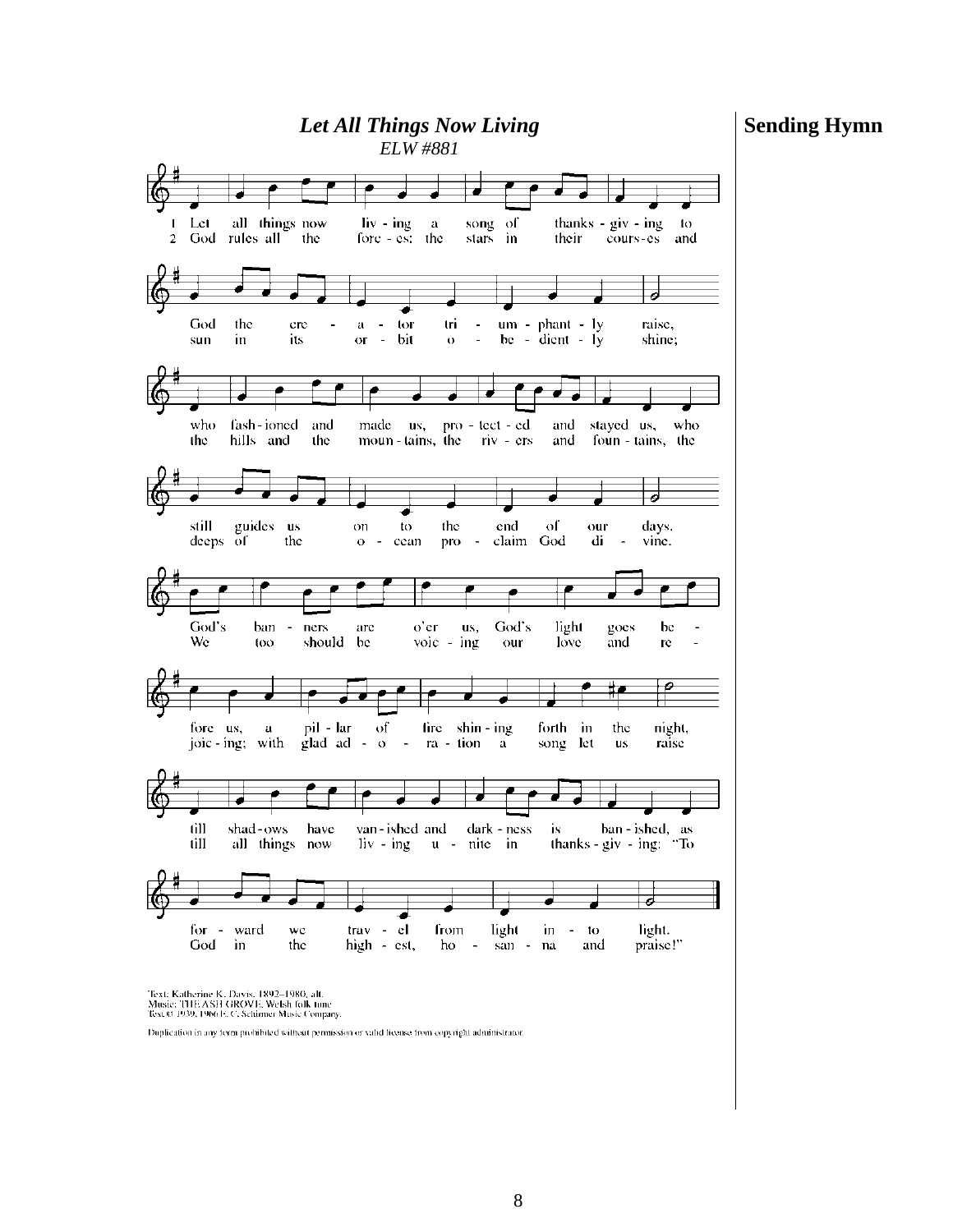**Sending Hymn**

## *Let All Things Now Living*

*ELW #881*

1 Let all things now living a song of thanksgiving to God the creator triumphantly raise, who fashioned and made us, protected and stayed us, who still guides us on to the end of our days. God's banners are o'er us, God's light goes before us, a pillar of fire shining forth in the night, till shadows have vanished and darkness is banished, as forward we travel from light into light.

2 God rules all the forces: the stars in their courses and sun in its orbit obediently shine; the hills and the mountains, the rivers and fountains, the deeps of the ocean proclaim God divine. We too should be voicing our love and rejoicing; with glad adoration a song let us raise till all things now living unite in thanksgiving: "To God in the highest, hosanna and praise!"

Text: Katherine K. Davis, 1892–1980, alt.
Music: THE ASH GROVE, Welsh folk tune
Text © 1939, 1966 E. C. Schirmer Music Company.

Duplication in any form prohibited without permission or valid license from copyright administrator.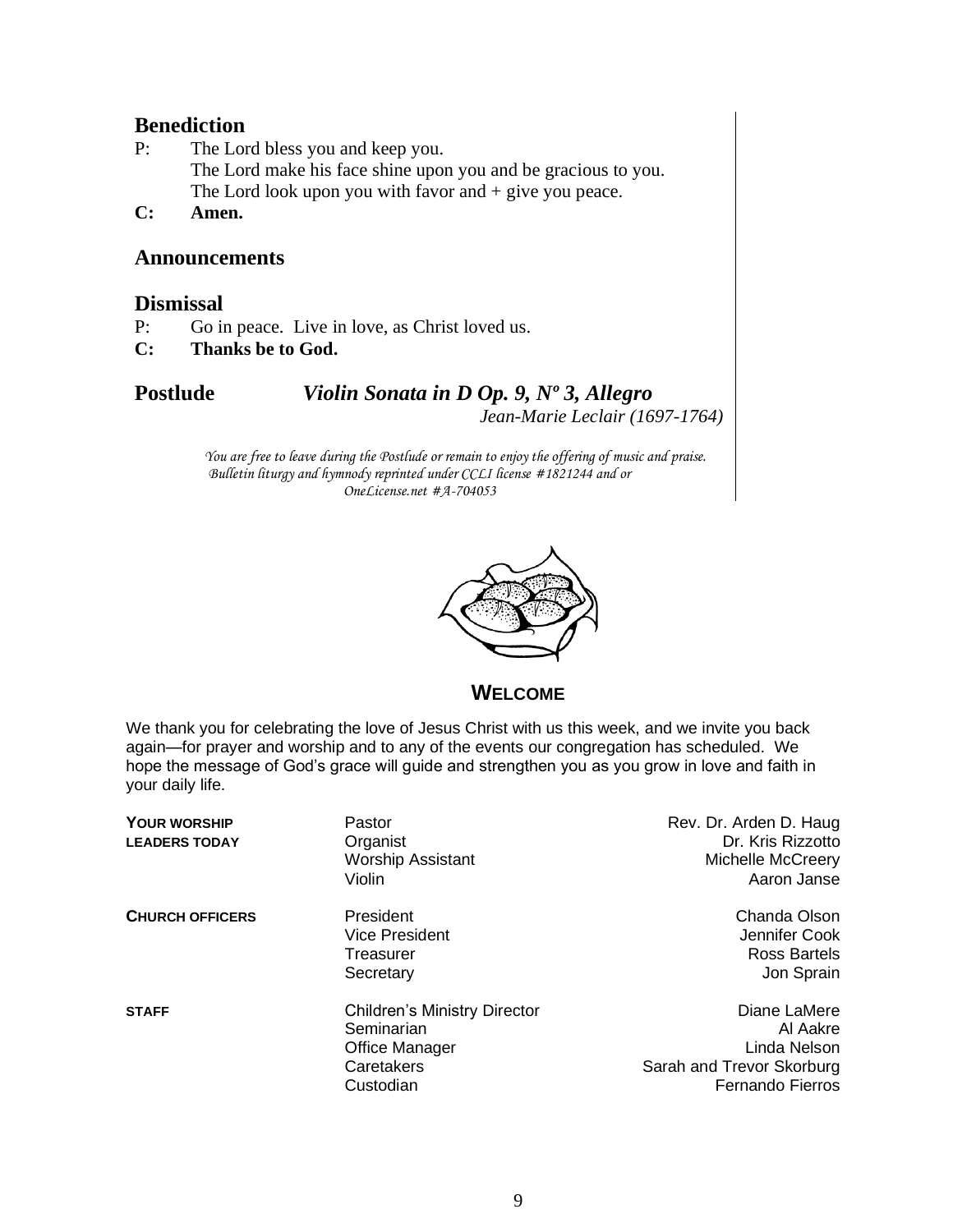## Benediction

P: The Lord bless you and keep you.
The Lord make his face shine upon you and be gracious to you.
The Lord look upon you with favor and + give you peace.

**C: Amen.**

## Announcements

## Dismissal

P: Go in peace. Live in love, as Christ loved us.

**C: Thanks be to God.**

## Postlude *Violin Sonata in D Op. 9, Nº 3, Allegro*

*Jean-Marie Leclair (1697-1764)*

*You are free to leave during the Postlude or remain to enjoy the offering of music and praise.*
*Bulletin liturgy and hymnody reprinted under CCLI license #1821244 and or OneLicense.net #A-704053*

## WELCOME

We thank you for celebrating the love of Jesus Christ with us this week, and we invite you back again—for prayer and worship and to any of the events our congregation has scheduled. We hope the message of God's grace will guide and strengthen you as you grow in love and faith in your daily life.

| | | |
|---|---|---|
| **YOUR WORSHIP LEADERS TODAY** | Pastor | Rev. Dr. Arden D. Haug |
| | Organist | Dr. Kris Rizzotto |
| | Worship Assistant | Michelle McCreery |
| | Violin | Aaron Janse |
| **CHURCH OFFICERS** | President | Chanda Olson |
| | Vice President | Jennifer Cook |
| | Treasurer | Ross Bartels |
| | Secretary | Jon Sprain |
| **STAFF** | Children's Ministry Director | Diane LaMere |
| | Seminarian | Al Aakre |
| | Office Manager | Linda Nelson |
| | Caretakers | Sarah and Trevor Skorburg |
| | Custodian | Fernando Fierros |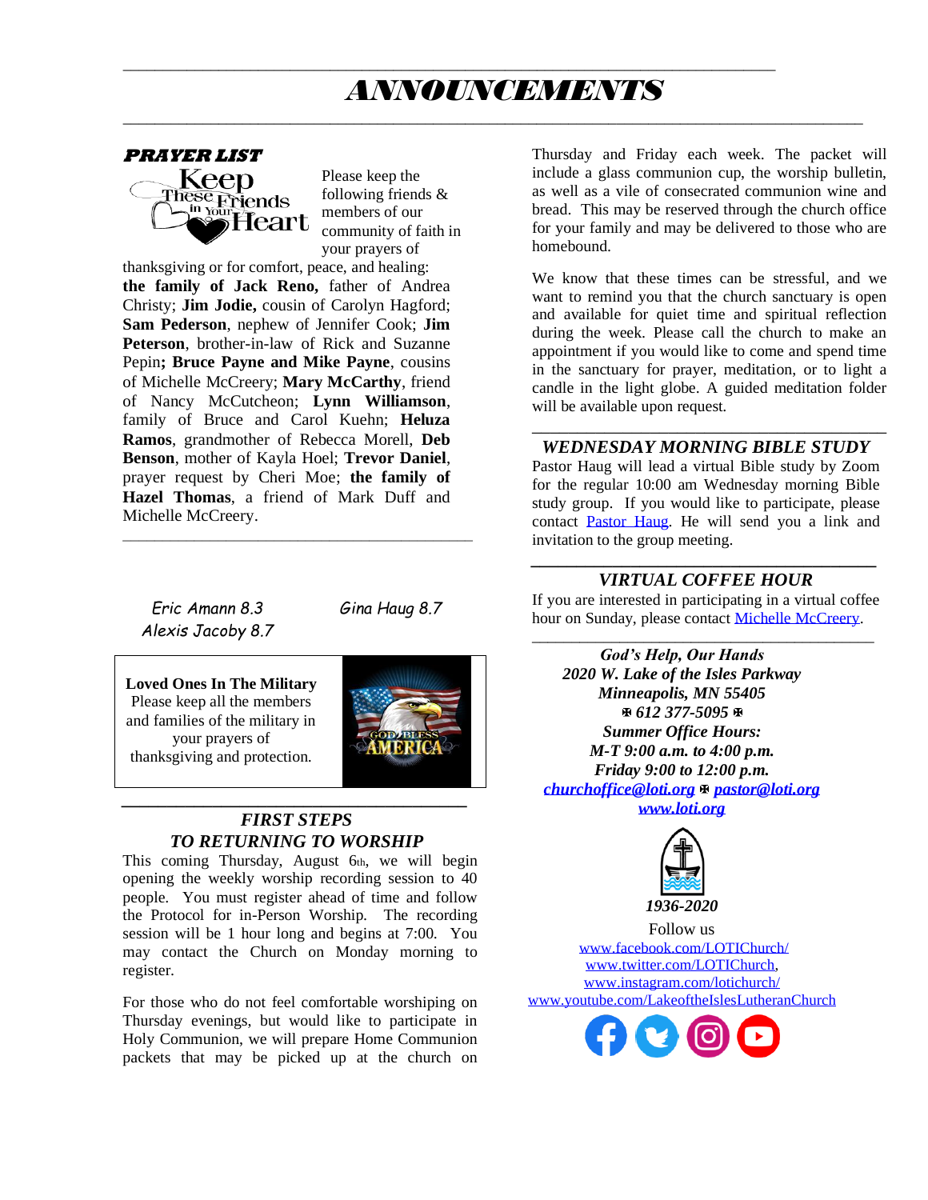# ANNOUNCEMENTS

## PRAYER LIST

Please keep the following friends & members of our community of faith in your prayers of thanksgiving or for comfort, peace, and healing: **the family of Jack Reno,** father of Andrea Christy; **Jim Jodie,** cousin of Carolyn Hagford; **Sam Pederson**, nephew of Jennifer Cook; **Jim Peterson**, brother-in-law of Rick and Suzanne Pepin**; Bruce Payne and Mike Payne**, cousins of Michelle McCreery; **Mary McCarthy**, friend of Nancy McCutcheon; **Lynn Williamson**, family of Bruce and Carol Kuehn; **Heluza Ramos**, grandmother of Rebecca Morell, **Deb Benson**, mother of Kayla Hoel; **Trevor Daniel**, prayer request by Cheri Moe; **the family of Hazel Thomas**, a friend of Mark Duff and Michelle McCreery.

Eric Amann 8.3
Alexis Jacoby 8.7
Gina Haug 8.7

**Loved Ones In The Military**
Please keep all the members and families of the military in your prayers of thanksgiving and protection.

## *FIRST STEPS TO RETURNING TO WORSHIP*

This coming Thursday, August 6th, we will begin opening the weekly worship recording session to 40 people. You must register ahead of time and follow the Protocol for in-Person Worship. The recording session will be 1 hour long and begins at 7:00. You may contact the Church on Monday morning to register.

For those who do not feel comfortable worshiping on Thursday evenings, but would like to participate in Holy Communion, we will prepare Home Communion packets that may be picked up at the church on Thursday and Friday each week. The packet will include a glass communion cup, the worship bulletin, as well as a vile of consecrated communion wine and bread. This may be reserved through the church office for your family and may be delivered to those who are homebound.

We know that these times can be stressful, and we want to remind you that the church sanctuary is open and available for quiet time and spiritual reflection during the week. Please call the church to make an appointment if you would like to come and spend time in the sanctuary for prayer, meditation, or to light a candle in the light globe. A guided meditation folder will be available upon request.

## *WEDNESDAY MORNING BIBLE STUDY*

Pastor Haug will lead a virtual Bible study by Zoom for the regular 10:00 am Wednesday morning Bible study group. If you would like to participate, please contact Pastor Haug. He will send you a link and invitation to the group meeting.

## *VIRTUAL COFFEE HOUR*

If you are interested in participating in a virtual coffee hour on Sunday, please contact Michelle McCreery.

***God's Help, Our Hands***
***2020 W. Lake of the Isles Parkway***
***Minneapolis, MN 55405***
***✠ 612 377-5095 ✠***
***Summer Office Hours:***
***M-T 9:00 a.m. to 4:00 p.m.***
***Friday 9:00 to 12:00 p.m.***
***churchoffice@loti.org ✠ pastor@loti.org***
***www.loti.org***

*1936-2020*

Follow us
www.facebook.com/LOTIChurch/
www.twitter.com/LOTIChurch,
www.instagram.com/lotichurch/
www.youtube.com/LakeoftheIslesLutheranChurch